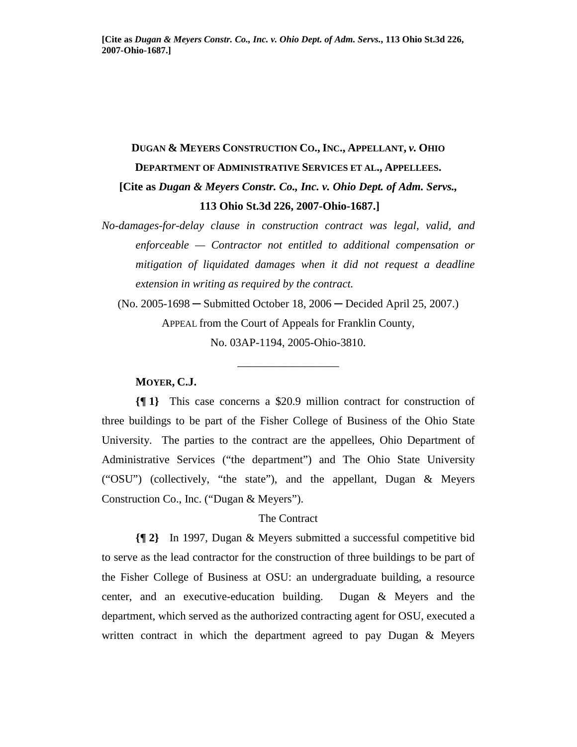**DUGAN & MEYERS CONSTRUCTION CO., INC., APPELLANT, *v.* OHIO DEPARTMENT OF ADMINISTRATIVE SERVICES ET AL., APPELLEES.**

**[Cite as *Dugan & Meyers Constr. Co., Inc. v. Ohio Dept. of Adm. Servs.*, 113 Ohio St.3d 226, 2007-Ohio-1687.]**

*No-damages-for-delay clause in construction contract was legal, valid, and enforceable — Contractor not entitled to additional compensation or mitigation of liquidated damages when it did not request a deadline extension in writing as required by the contract.*

(No. 2005-1698 ─ Submitted October 18, 2006 ─ Decided April 25, 2007.)

APPEAL from the Court of Appeals for Franklin County, No. 03AP-1194, 2005-Ohio-3810.

---

**MOYER, C.J.**

**{¶ 1}** This case concerns a $20.9 million contract for construction of three buildings to be part of the Fisher College of Business of the Ohio State University. The parties to the contract are the appellees, Ohio Department of Administrative Services ("the department") and The Ohio State University ("OSU") (collectively, "the state"), and the appellant, Dugan & Meyers Construction Co., Inc. ("Dugan & Meyers").

The Contract

**{¶ 2}** In 1997, Dugan & Meyers submitted a successful competitive bid to serve as the lead contractor for the construction of three buildings to be part of the Fisher College of Business at OSU: an undergraduate building, a resource center, and an executive-education building. Dugan & Meyers and the department, which served as the authorized contracting agent for OSU, executed a written contract in which the department agreed to pay Dugan & Meyers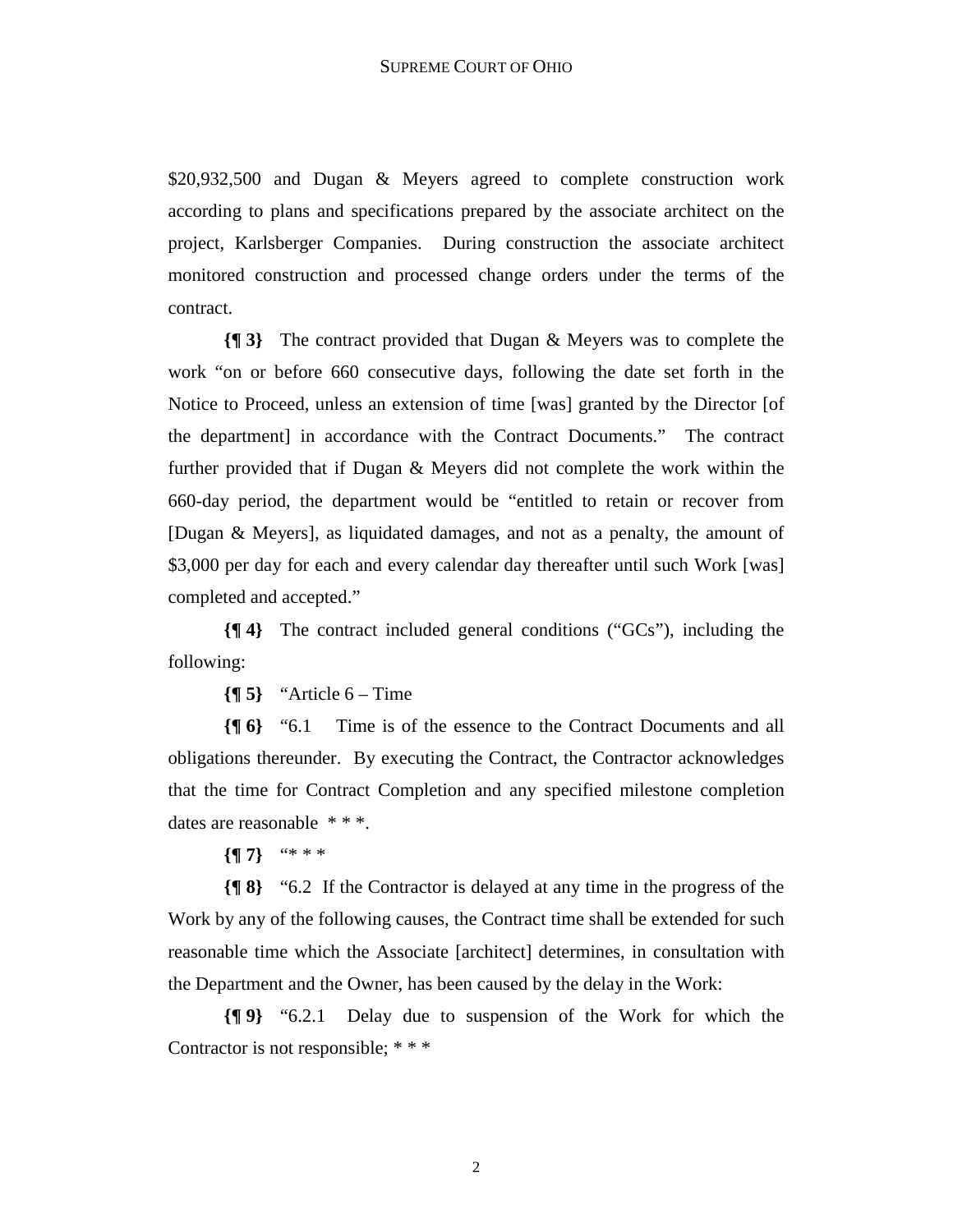$20,932,500 and Dugan & Meyers agreed to complete construction work according to plans and specifications prepared by the associate architect on the project, Karlsberger Companies. During construction the associate architect monitored construction and processed change orders under the terms of the contract.

**{¶ 3}** The contract provided that Dugan & Meyers was to complete the work "on or before 660 consecutive days, following the date set forth in the Notice to Proceed, unless an extension of time [was] granted by the Director [of the department] in accordance with the Contract Documents." The contract further provided that if Dugan & Meyers did not complete the work within the 660-day period, the department would be "entitled to retain or recover from [Dugan & Meyers], as liquidated damages, and not as a penalty, the amount of $3,000 per day for each and every calendar day thereafter until such Work [was] completed and accepted."

**{¶ 4}** The contract included general conditions ("GCs"), including the following:

**{¶ 5}** "Article 6 – Time

**{¶ 6}** "6.1 Time is of the essence to the Contract Documents and all obligations thereunder. By executing the Contract, the Contractor acknowledges that the time for Contract Completion and any specified milestone completion dates are reasonable * * *.

**{¶ 7}** "* * *

**{¶ 8}** "6.2 If the Contractor is delayed at any time in the progress of the Work by any of the following causes, the Contract time shall be extended for such reasonable time which the Associate [architect] determines, in consultation with the Department and the Owner, has been caused by the delay in the Work:

**{¶ 9}** "6.2.1 Delay due to suspension of the Work for which the Contractor is not responsible; * * *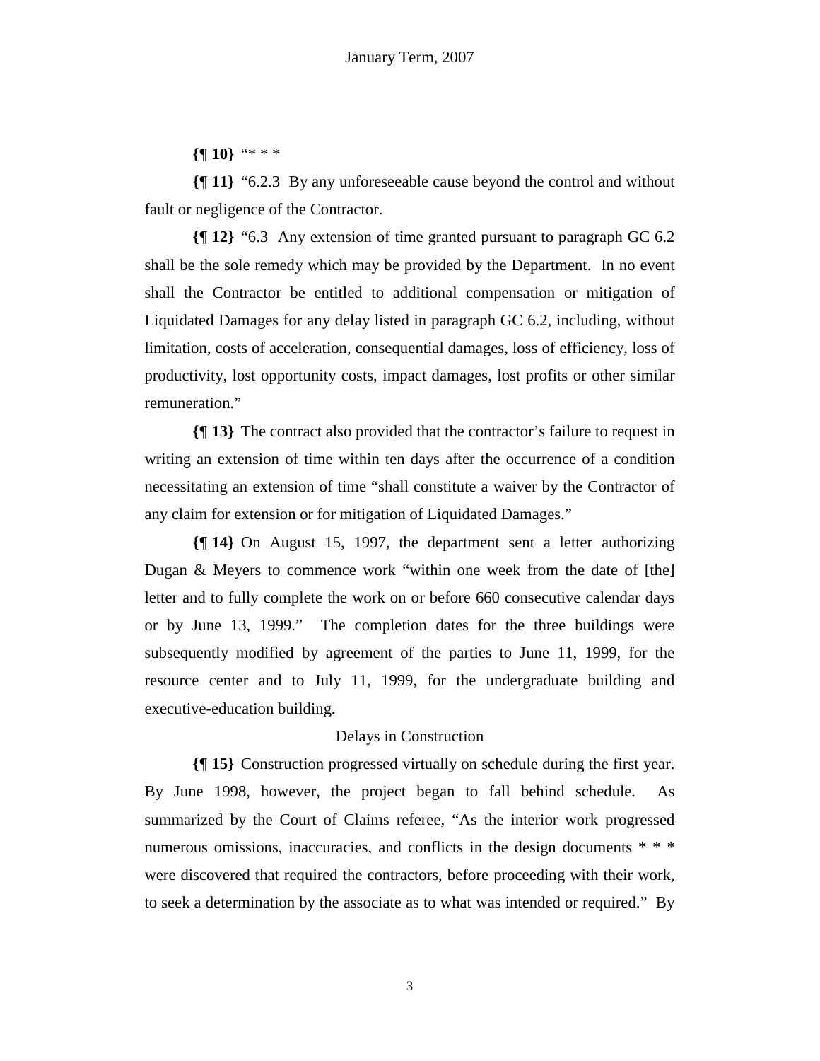**{¶ 10}** "* * *

**{¶ 11}** "6.2.3 By any unforeseeable cause beyond the control and without fault or negligence of the Contractor.

**{¶ 12}** "6.3 Any extension of time granted pursuant to paragraph GC 6.2 shall be the sole remedy which may be provided by the Department. In no event shall the Contractor be entitled to additional compensation or mitigation of Liquidated Damages for any delay listed in paragraph GC 6.2, including, without limitation, costs of acceleration, consequential damages, loss of efficiency, loss of productivity, lost opportunity costs, impact damages, lost profits or other similar remuneration."

**{¶ 13}** The contract also provided that the contractor's failure to request in writing an extension of time within ten days after the occurrence of a condition necessitating an extension of time "shall constitute a waiver by the Contractor of any claim for extension or for mitigation of Liquidated Damages."

**{¶ 14}** On August 15, 1997, the department sent a letter authorizing Dugan & Meyers to commence work "within one week from the date of [the] letter and to fully complete the work on or before 660 consecutive calendar days or by June 13, 1999." The completion dates for the three buildings were subsequently modified by agreement of the parties to June 11, 1999, for the resource center and to July 11, 1999, for the undergraduate building and executive-education building.

Delays in Construction

**{¶ 15}** Construction progressed virtually on schedule during the first year. By June 1998, however, the project began to fall behind schedule. As summarized by the Court of Claims referee, "As the interior work progressed numerous omissions, inaccuracies, and conflicts in the design documents * * * were discovered that required the contractors, before proceeding with their work, to seek a determination by the associate as to what was intended or required." By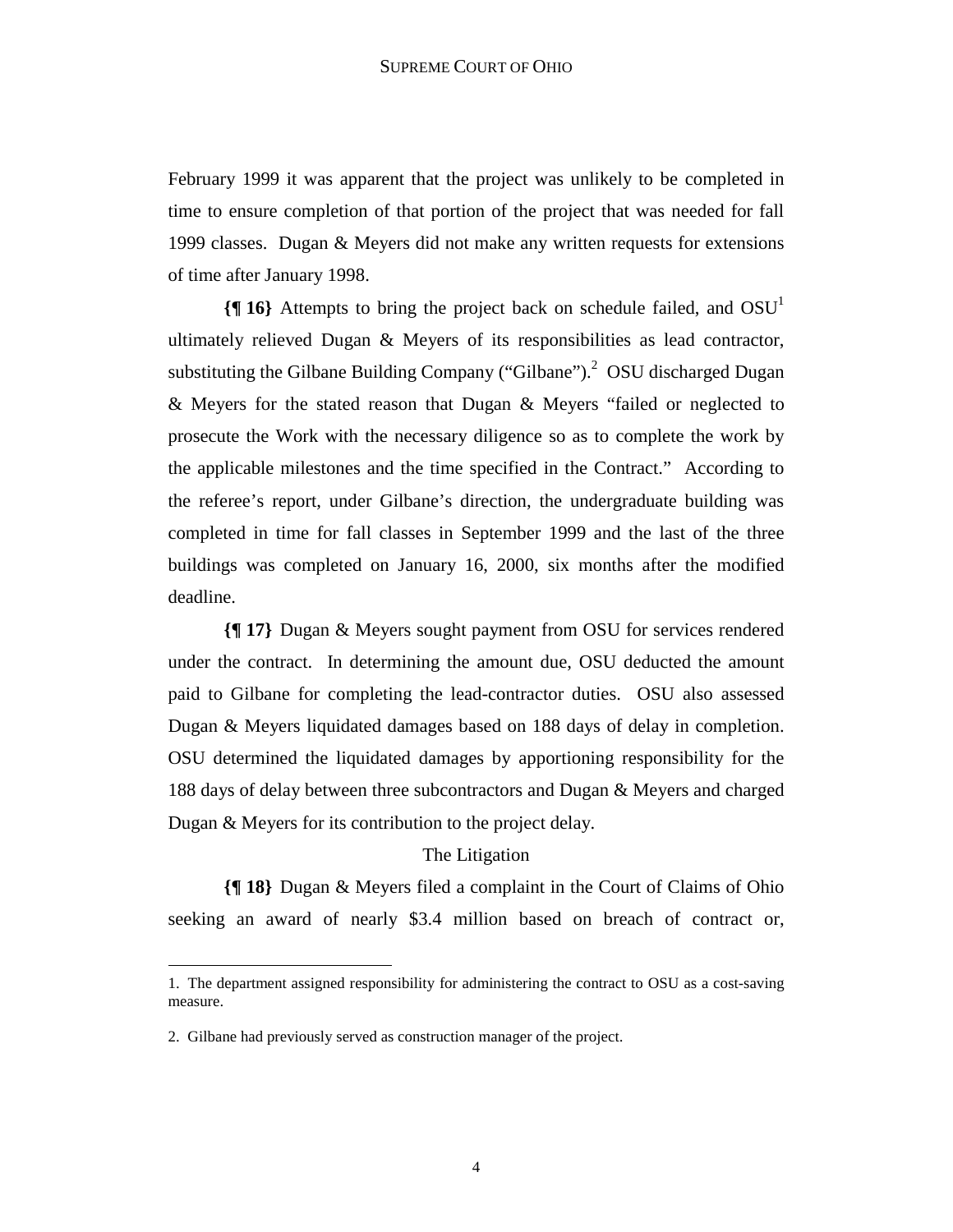February 1999 it was apparent that the project was unlikely to be completed in time to ensure completion of that portion of the project that was needed for fall 1999 classes. Dugan & Meyers did not make any written requests for extensions of time after January 1998.

**{¶ 16}** Attempts to bring the project back on schedule failed, and OSU[1] ultimately relieved Dugan & Meyers of its responsibilities as lead contractor, substituting the Gilbane Building Company ("Gilbane").[2] OSU discharged Dugan & Meyers for the stated reason that Dugan & Meyers "failed or neglected to prosecute the Work with the necessary diligence so as to complete the work by the applicable milestones and the time specified in the Contract." According to the referee's report, under Gilbane's direction, the undergraduate building was completed in time for fall classes in September 1999 and the last of the three buildings was completed on January 16, 2000, six months after the modified deadline.

**{¶ 17}** Dugan & Meyers sought payment from OSU for services rendered under the contract. In determining the amount due, OSU deducted the amount paid to Gilbane for completing the lead-contractor duties. OSU also assessed Dugan & Meyers liquidated damages based on 188 days of delay in completion. OSU determined the liquidated damages by apportioning responsibility for the 188 days of delay between three subcontractors and Dugan & Meyers and charged Dugan & Meyers for its contribution to the project delay.

The Litigation

**{¶ 18}** Dugan & Meyers filed a complaint in the Court of Claims of Ohio seeking an award of nearly $3.4 million based on breach of contract or,

---

1. The department assigned responsibility for administering the contract to OSU as a cost-saving measure.

2. Gilbane had previously served as construction manager of the project.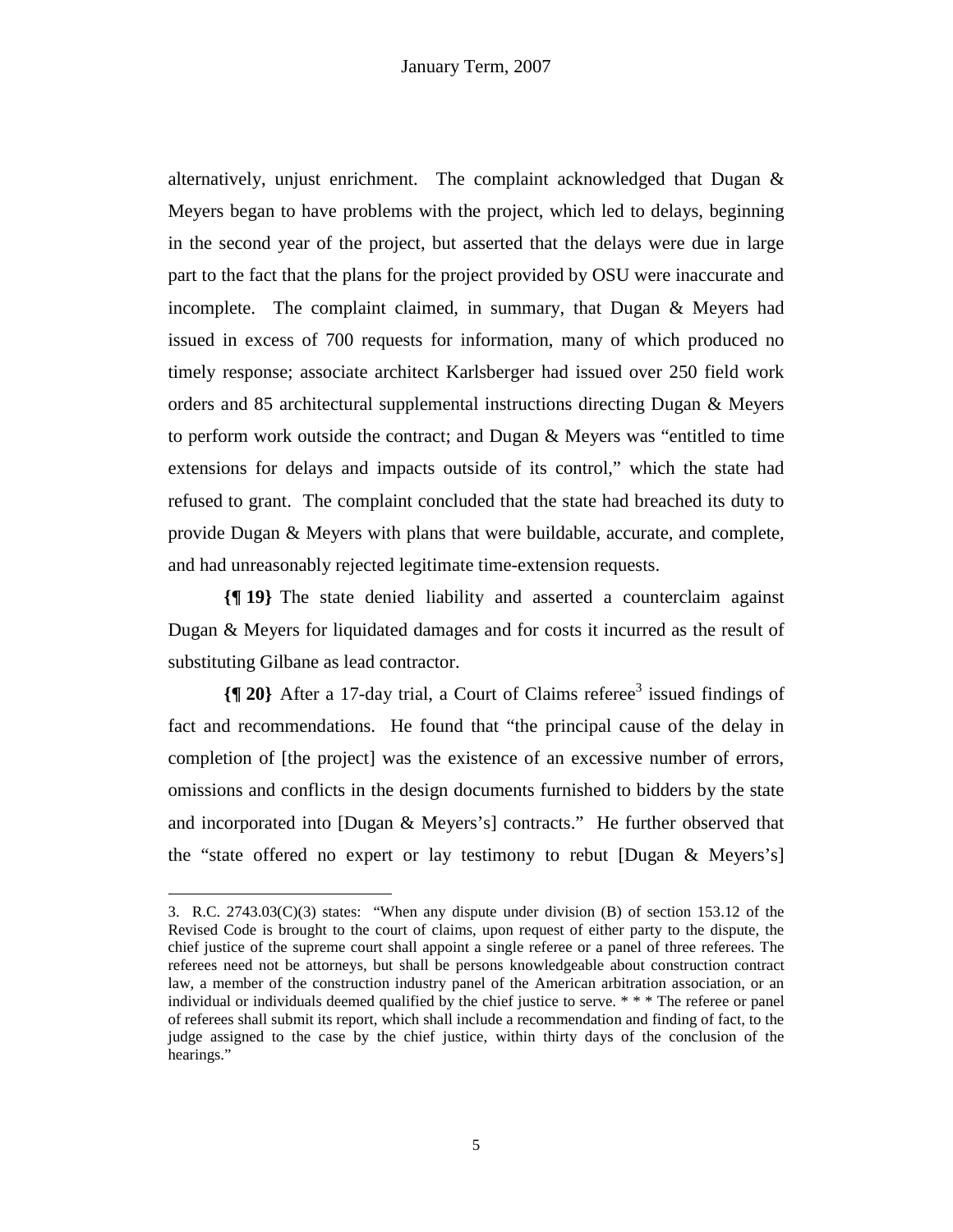alternatively, unjust enrichment. The complaint acknowledged that Dugan & Meyers began to have problems with the project, which led to delays, beginning in the second year of the project, but asserted that the delays were due in large part to the fact that the plans for the project provided by OSU were inaccurate and incomplete. The complaint claimed, in summary, that Dugan & Meyers had issued in excess of 700 requests for information, many of which produced no timely response; associate architect Karlsberger had issued over 250 field work orders and 85 architectural supplemental instructions directing Dugan & Meyers to perform work outside the contract; and Dugan & Meyers was "entitled to time extensions for delays and impacts outside of its control," which the state had refused to grant. The complaint concluded that the state had breached its duty to provide Dugan & Meyers with plans that were buildable, accurate, and complete, and had unreasonably rejected legitimate time-extension requests.

**{¶ 19}** The state denied liability and asserted a counterclaim against Dugan & Meyers for liquidated damages and for costs it incurred as the result of substituting Gilbane as lead contractor.

**{¶ 20}** After a 17-day trial, a Court of Claims referee[3] issued findings of fact and recommendations. He found that "the principal cause of the delay in completion of [the project] was the existence of an excessive number of errors, omissions and conflicts in the design documents furnished to bidders by the state and incorporated into [Dugan & Meyers's] contracts." He further observed that the "state offered no expert or lay testimony to rebut [Dugan & Meyers's]

---

3. R.C. 2743.03(C)(3) states: "When any dispute under division (B) of section 153.12 of the Revised Code is brought to the court of claims, upon request of either party to the dispute, the chief justice of the supreme court shall appoint a single referee or a panel of three referees. The referees need not be attorneys, but shall be persons knowledgeable about construction contract law, a member of the construction industry panel of the American arbitration association, or an individual or individuals deemed qualified by the chief justice to serve. * * * The referee or panel of referees shall submit its report, which shall include a recommendation and finding of fact, to the judge assigned to the case by the chief justice, within thirty days of the conclusion of the hearings."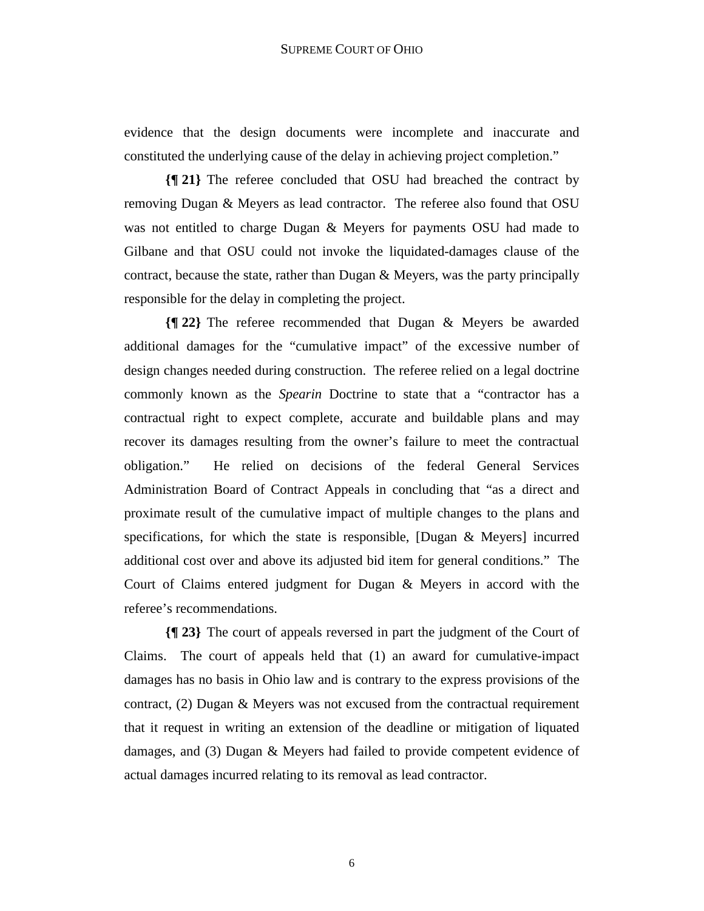evidence that the design documents were incomplete and inaccurate and constituted the underlying cause of the delay in achieving project completion."

**{¶ 21}** The referee concluded that OSU had breached the contract by removing Dugan & Meyers as lead contractor. The referee also found that OSU was not entitled to charge Dugan & Meyers for payments OSU had made to Gilbane and that OSU could not invoke the liquidated-damages clause of the contract, because the state, rather than Dugan & Meyers, was the party principally responsible for the delay in completing the project.

**{¶ 22}** The referee recommended that Dugan & Meyers be awarded additional damages for the "cumulative impact" of the excessive number of design changes needed during construction. The referee relied on a legal doctrine commonly known as the *Spearin* Doctrine to state that a "contractor has a contractual right to expect complete, accurate and buildable plans and may recover its damages resulting from the owner's failure to meet the contractual obligation." He relied on decisions of the federal General Services Administration Board of Contract Appeals in concluding that "as a direct and proximate result of the cumulative impact of multiple changes to the plans and specifications, for which the state is responsible, [Dugan & Meyers] incurred additional cost over and above its adjusted bid item for general conditions." The Court of Claims entered judgment for Dugan & Meyers in accord with the referee's recommendations.

**{¶ 23}** The court of appeals reversed in part the judgment of the Court of Claims. The court of appeals held that (1) an award for cumulative-impact damages has no basis in Ohio law and is contrary to the express provisions of the contract, (2) Dugan & Meyers was not excused from the contractual requirement that it request in writing an extension of the deadline or mitigation of liquated damages, and (3) Dugan & Meyers had failed to provide competent evidence of actual damages incurred relating to its removal as lead contractor.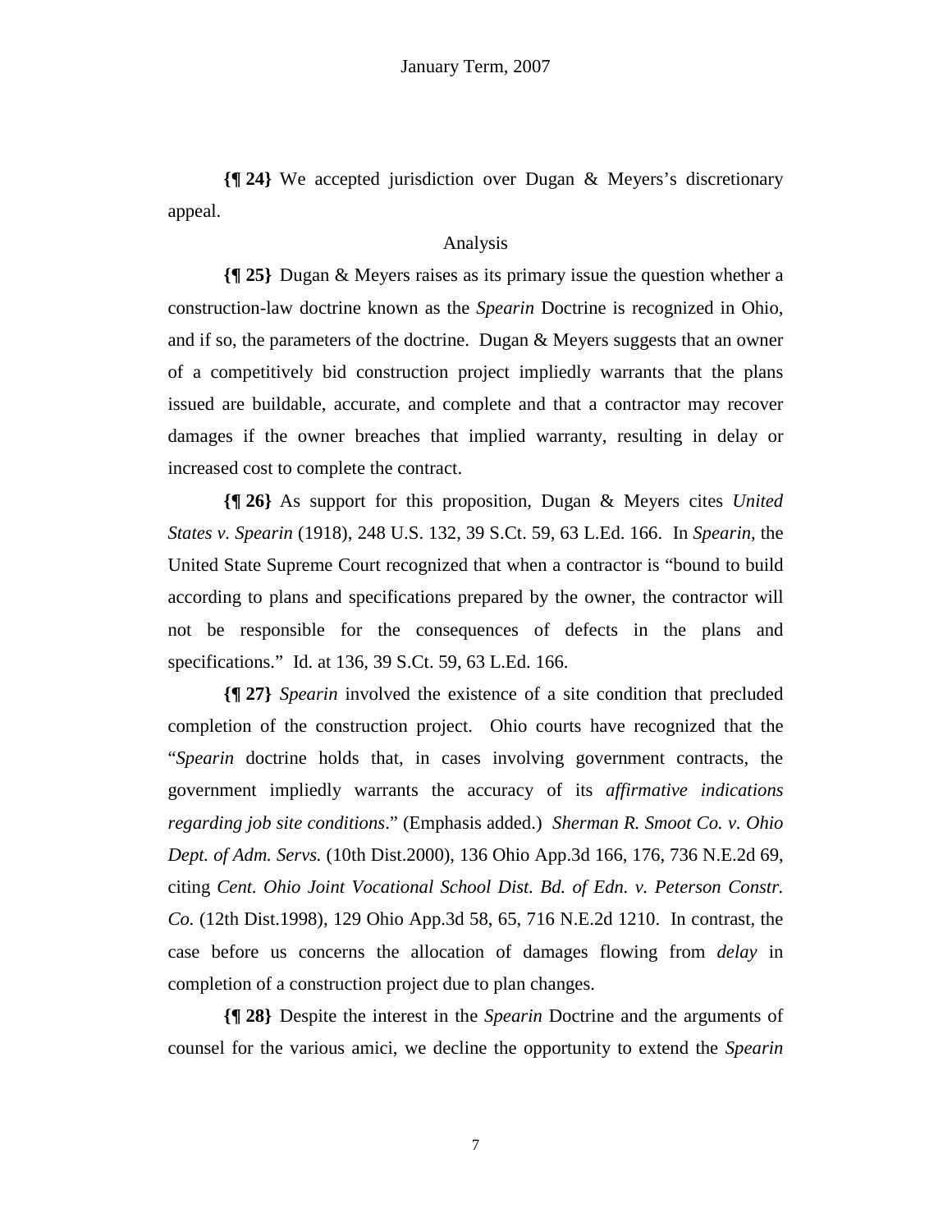**{¶ 24}** We accepted jurisdiction over Dugan & Meyers's discretionary appeal.

Analysis

**{¶ 25}** Dugan & Meyers raises as its primary issue the question whether a construction-law doctrine known as the *Spearin* Doctrine is recognized in Ohio, and if so, the parameters of the doctrine. Dugan & Meyers suggests that an owner of a competitively bid construction project impliedly warrants that the plans issued are buildable, accurate, and complete and that a contractor may recover damages if the owner breaches that implied warranty, resulting in delay or increased cost to complete the contract.

**{¶ 26}** As support for this proposition, Dugan & Meyers cites *United States v. Spearin* (1918), 248 U.S. 132, 39 S.Ct. 59, 63 L.Ed. 166. In *Spearin,* the United State Supreme Court recognized that when a contractor is "bound to build according to plans and specifications prepared by the owner, the contractor will not be responsible for the consequences of defects in the plans and specifications." Id. at 136, 39 S.Ct. 59, 63 L.Ed. 166.

**{¶ 27}** *Spearin* involved the existence of a site condition that precluded completion of the construction project. Ohio courts have recognized that the "*Spearin* doctrine holds that, in cases involving government contracts, the government impliedly warrants the accuracy of its *affirmative indications regarding job site conditions*." (Emphasis added.) *Sherman R. Smoot Co. v. Ohio Dept. of Adm. Servs.* (10th Dist.2000), 136 Ohio App.3d 166, 176, 736 N.E.2d 69, citing *Cent. Ohio Joint Vocational School Dist. Bd. of Edn. v. Peterson Constr. Co.* (12th Dist.1998), 129 Ohio App.3d 58, 65, 716 N.E.2d 1210. In contrast, the case before us concerns the allocation of damages flowing from *delay* in completion of a construction project due to plan changes.

**{¶ 28}** Despite the interest in the *Spearin* Doctrine and the arguments of counsel for the various amici, we decline the opportunity to extend the *Spearin*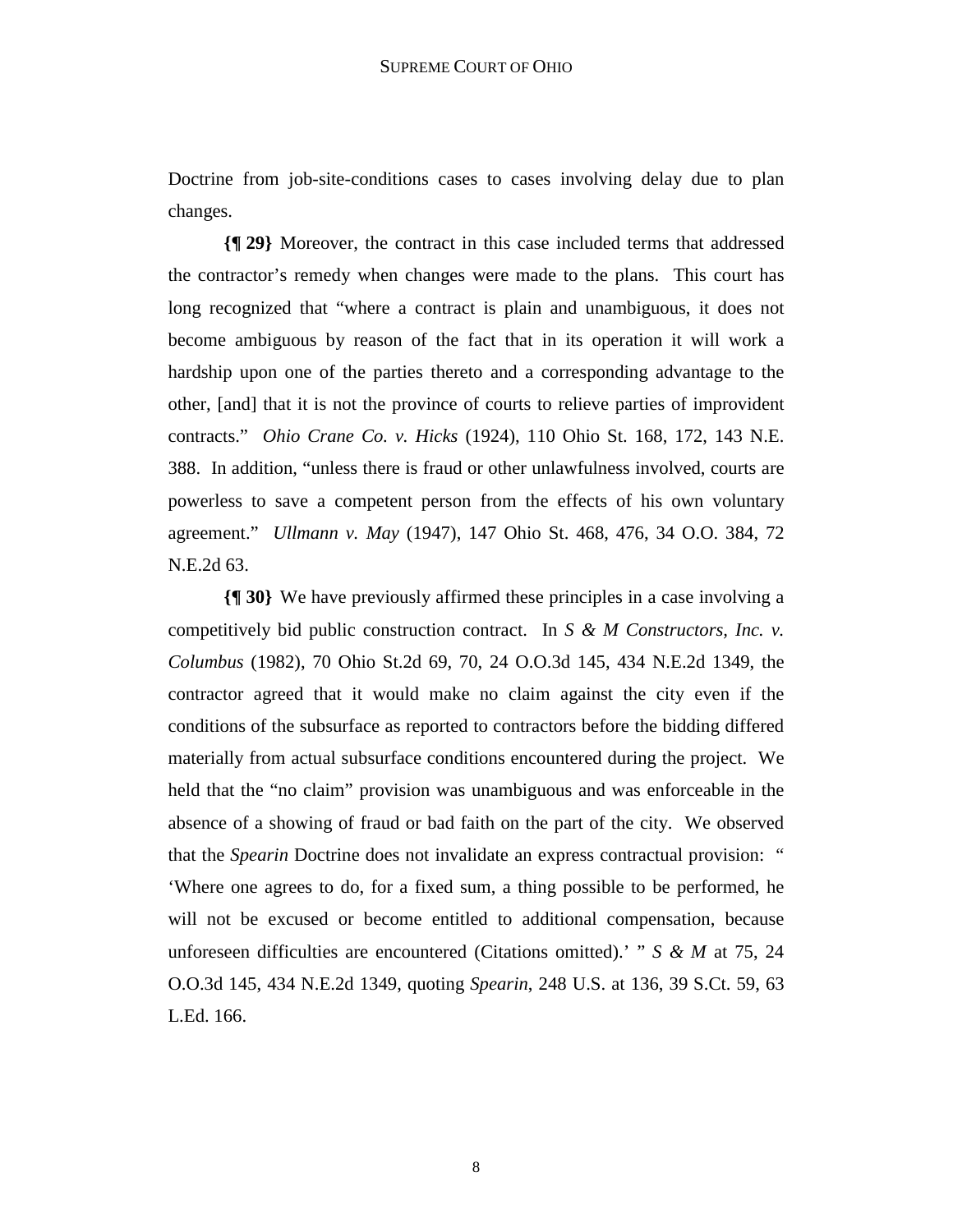Doctrine from job-site-conditions cases to cases involving delay due to plan changes.

**{¶ 29}** Moreover, the contract in this case included terms that addressed the contractor's remedy when changes were made to the plans. This court has long recognized that "where a contract is plain and unambiguous, it does not become ambiguous by reason of the fact that in its operation it will work a hardship upon one of the parties thereto and a corresponding advantage to the other, [and] that it is not the province of courts to relieve parties of improvident contracts." *Ohio Crane Co. v. Hicks* (1924), 110 Ohio St. 168, 172, 143 N.E. 388. In addition, "unless there is fraud or other unlawfulness involved, courts are powerless to save a competent person from the effects of his own voluntary agreement." *Ullmann v. May* (1947), 147 Ohio St. 468, 476, 34 O.O. 384, 72 N.E.2d 63.

**{¶ 30}** We have previously affirmed these principles in a case involving a competitively bid public construction contract. In *S & M Constructors, Inc. v. Columbus* (1982), 70 Ohio St.2d 69, 70, 24 O.O.3d 145, 434 N.E.2d 1349, the contractor agreed that it would make no claim against the city even if the conditions of the subsurface as reported to contractors before the bidding differed materially from actual subsurface conditions encountered during the project. We held that the "no claim" provision was unambiguous and was enforceable in the absence of a showing of fraud or bad faith on the part of the city. We observed that the *Spearin* Doctrine does not invalidate an express contractual provision: " 'Where one agrees to do, for a fixed sum, a thing possible to be performed, he will not be excused or become entitled to additional compensation, because unforeseen difficulties are encountered (Citations omitted).' " *S & M* at 75, 24 O.O.3d 145, 434 N.E.2d 1349, quoting *Spearin*, 248 U.S. at 136, 39 S.Ct. 59, 63 L.Ed. 166.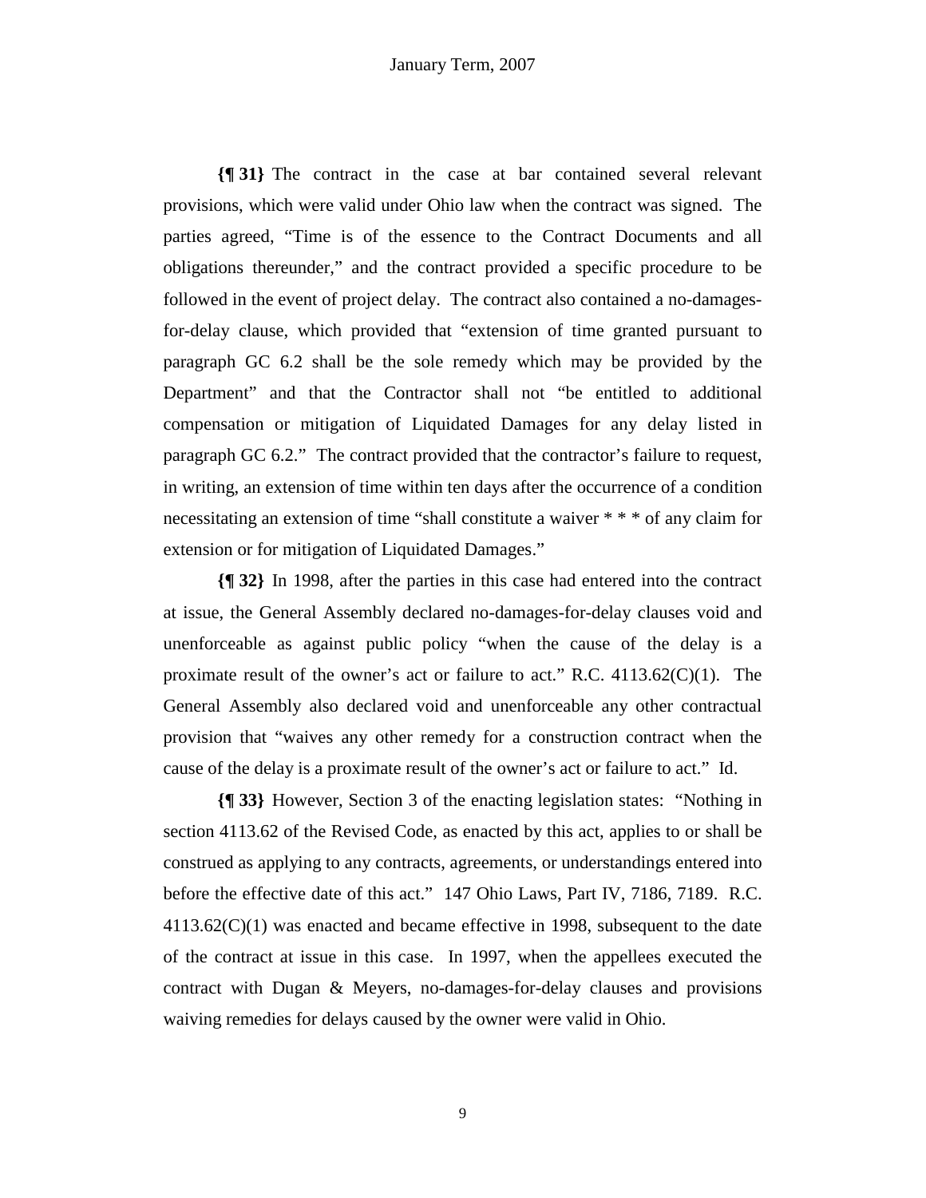**{¶ 31}** The contract in the case at bar contained several relevant provisions, which were valid under Ohio law when the contract was signed. The parties agreed, "Time is of the essence to the Contract Documents and all obligations thereunder," and the contract provided a specific procedure to be followed in the event of project delay. The contract also contained a no-damages-for-delay clause, which provided that "extension of time granted pursuant to paragraph GC 6.2 shall be the sole remedy which may be provided by the Department" and that the Contractor shall not "be entitled to additional compensation or mitigation of Liquidated Damages for any delay listed in paragraph GC 6.2." The contract provided that the contractor's failure to request, in writing, an extension of time within ten days after the occurrence of a condition necessitating an extension of time "shall constitute a waiver * * * of any claim for extension or for mitigation of Liquidated Damages."

**{¶ 32}** In 1998, after the parties in this case had entered into the contract at issue, the General Assembly declared no-damages-for-delay clauses void and unenforceable as against public policy "when the cause of the delay is a proximate result of the owner's act or failure to act." R.C. 4113.62(C)(1). The General Assembly also declared void and unenforceable any other contractual provision that "waives any other remedy for a construction contract when the cause of the delay is a proximate result of the owner's act or failure to act." Id.

**{¶ 33}** However, Section 3 of the enacting legislation states: "Nothing in section 4113.62 of the Revised Code, as enacted by this act, applies to or shall be construed as applying to any contracts, agreements, or understandings entered into before the effective date of this act." 147 Ohio Laws, Part IV, 7186, 7189. R.C. 4113.62(C)(1) was enacted and became effective in 1998, subsequent to the date of the contract at issue in this case. In 1997, when the appellees executed the contract with Dugan & Meyers, no-damages-for-delay clauses and provisions waiving remedies for delays caused by the owner were valid in Ohio.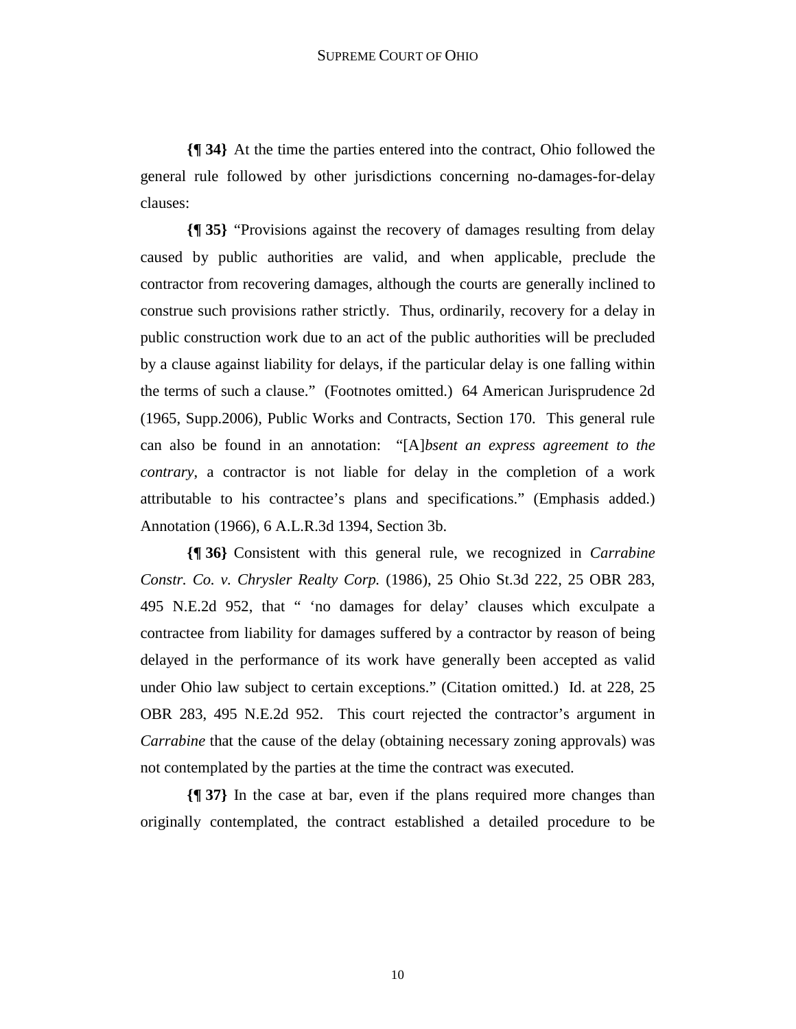**{¶ 34}** At the time the parties entered into the contract, Ohio followed the general rule followed by other jurisdictions concerning no-damages-for-delay clauses:

**{¶ 35}** "Provisions against the recovery of damages resulting from delay caused by public authorities are valid, and when applicable, preclude the contractor from recovering damages, although the courts are generally inclined to construe such provisions rather strictly. Thus, ordinarily, recovery for a delay in public construction work due to an act of the public authorities will be precluded by a clause against liability for delays, if the particular delay is one falling within the terms of such a clause." (Footnotes omitted.) 64 American Jurisprudence 2d (1965, Supp.2006), Public Works and Contracts, Section 170. This general rule can also be found in an annotation: "[A]*bsent an express agreement to the contrary*, a contractor is not liable for delay in the completion of a work attributable to his contractee's plans and specifications." (Emphasis added.) Annotation (1966), 6 A.L.R.3d 1394, Section 3b.

**{¶ 36}** Consistent with this general rule, we recognized in *Carrabine Constr. Co. v. Chrysler Realty Corp.* (1986), 25 Ohio St.3d 222, 25 OBR 283, 495 N.E.2d 952, that " 'no damages for delay' clauses which exculpate a contractee from liability for damages suffered by a contractor by reason of being delayed in the performance of its work have generally been accepted as valid under Ohio law subject to certain exceptions." (Citation omitted.) Id. at 228, 25 OBR 283, 495 N.E.2d 952. This court rejected the contractor's argument in *Carrabine* that the cause of the delay (obtaining necessary zoning approvals) was not contemplated by the parties at the time the contract was executed.

**{¶ 37}** In the case at bar, even if the plans required more changes than originally contemplated, the contract established a detailed procedure to be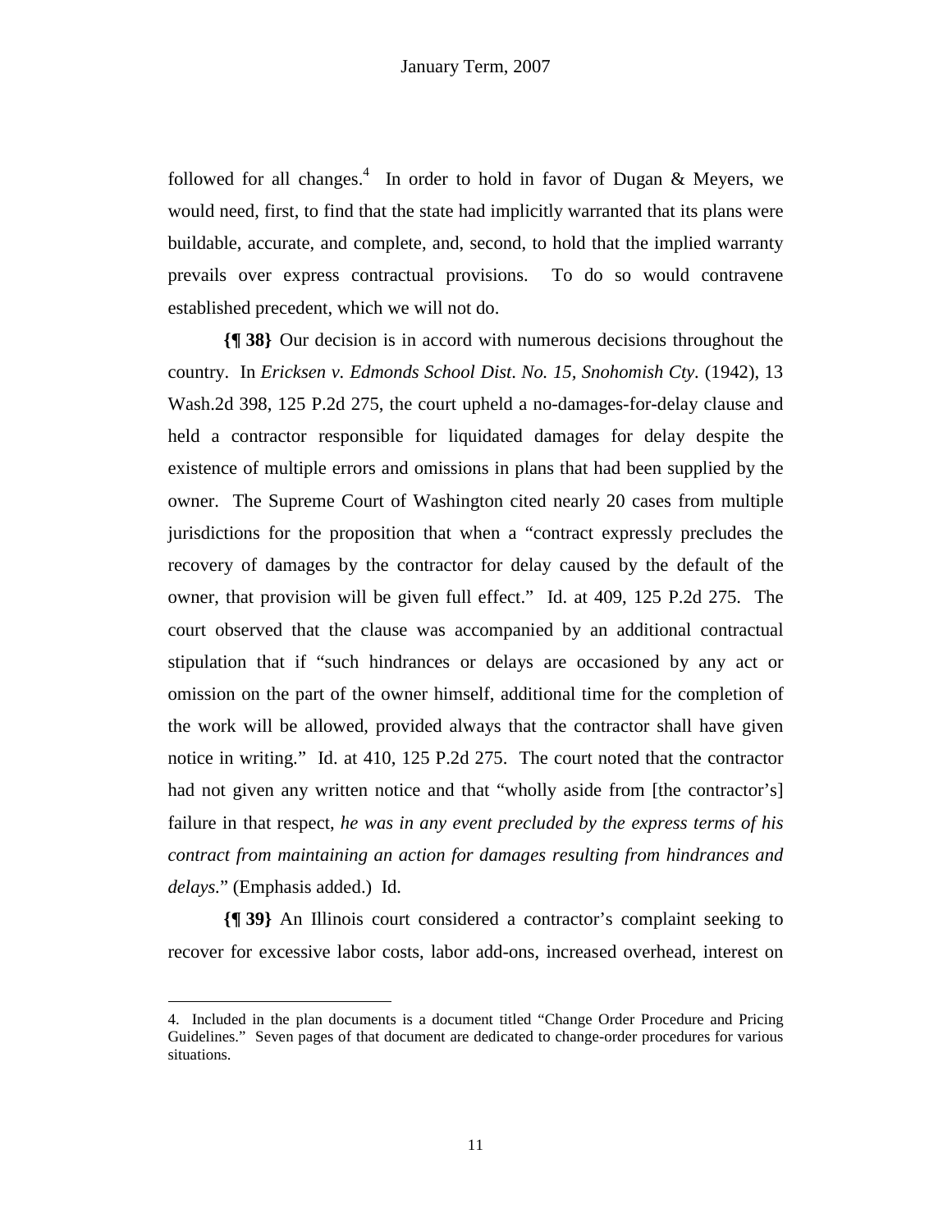followed for all changes.[4] In order to hold in favor of Dugan & Meyers, we would need, first, to find that the state had implicitly warranted that its plans were buildable, accurate, and complete, and, second, to hold that the implied warranty prevails over express contractual provisions. To do so would contravene established precedent, which we will not do.

**{¶ 38}** Our decision is in accord with numerous decisions throughout the country. In *Ericksen v. Edmonds School Dist. No. 15, Snohomish Cty.* (1942), 13 Wash.2d 398, 125 P.2d 275, the court upheld a no-damages-for-delay clause and held a contractor responsible for liquidated damages for delay despite the existence of multiple errors and omissions in plans that had been supplied by the owner. The Supreme Court of Washington cited nearly 20 cases from multiple jurisdictions for the proposition that when a "contract expressly precludes the recovery of damages by the contractor for delay caused by the default of the owner, that provision will be given full effect." Id. at 409, 125 P.2d 275. The court observed that the clause was accompanied by an additional contractual stipulation that if "such hindrances or delays are occasioned by any act or omission on the part of the owner himself, additional time for the completion of the work will be allowed, provided always that the contractor shall have given notice in writing." Id. at 410, 125 P.2d 275. The court noted that the contractor had not given any written notice and that "wholly aside from [the contractor's] failure in that respect, *he was in any event precluded by the express terms of his contract from maintaining an action for damages resulting from hindrances and delays.*" (Emphasis added.) Id.

**{¶ 39}** An Illinois court considered a contractor's complaint seeking to recover for excessive labor costs, labor add-ons, increased overhead, interest on

---

4. Included in the plan documents is a document titled "Change Order Procedure and Pricing Guidelines." Seven pages of that document are dedicated to change-order procedures for various situations.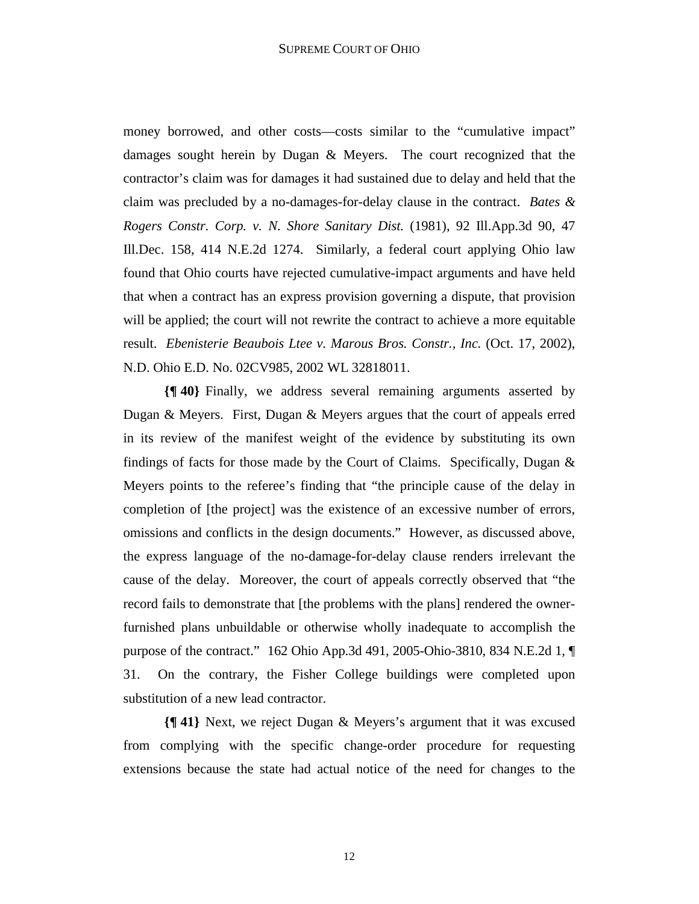money borrowed, and other costs—costs similar to the "cumulative impact" damages sought herein by Dugan & Meyers. The court recognized that the contractor's claim was for damages it had sustained due to delay and held that the claim was precluded by a no-damages-for-delay clause in the contract. *Bates & Rogers Constr. Corp. v. N. Shore Sanitary Dist.* (1981), 92 Ill.App.3d 90, 47 Ill.Dec. 158, 414 N.E.2d 1274. Similarly, a federal court applying Ohio law found that Ohio courts have rejected cumulative-impact arguments and have held that when a contract has an express provision governing a dispute, that provision will be applied; the court will not rewrite the contract to achieve a more equitable result. *Ebenisterie Beaubois Ltee v. Marous Bros. Constr., Inc.* (Oct. 17, 2002), N.D. Ohio E.D. No. 02CV985, 2002 WL 32818011.

**{¶ 40}** Finally, we address several remaining arguments asserted by Dugan & Meyers. First, Dugan & Meyers argues that the court of appeals erred in its review of the manifest weight of the evidence by substituting its own findings of facts for those made by the Court of Claims. Specifically, Dugan & Meyers points to the referee's finding that "the principle cause of the delay in completion of [the project] was the existence of an excessive number of errors, omissions and conflicts in the design documents." However, as discussed above, the express language of the no-damage-for-delay clause renders irrelevant the cause of the delay. Moreover, the court of appeals correctly observed that "the record fails to demonstrate that [the problems with the plans] rendered the owner-furnished plans unbuildable or otherwise wholly inadequate to accomplish the purpose of the contract." 162 Ohio App.3d 491, 2005-Ohio-3810, 834 N.E.2d 1, ¶ 31. On the contrary, the Fisher College buildings were completed upon substitution of a new lead contractor.

**{¶ 41}** Next, we reject Dugan & Meyers's argument that it was excused from complying with the specific change-order procedure for requesting extensions because the state had actual notice of the need for changes to the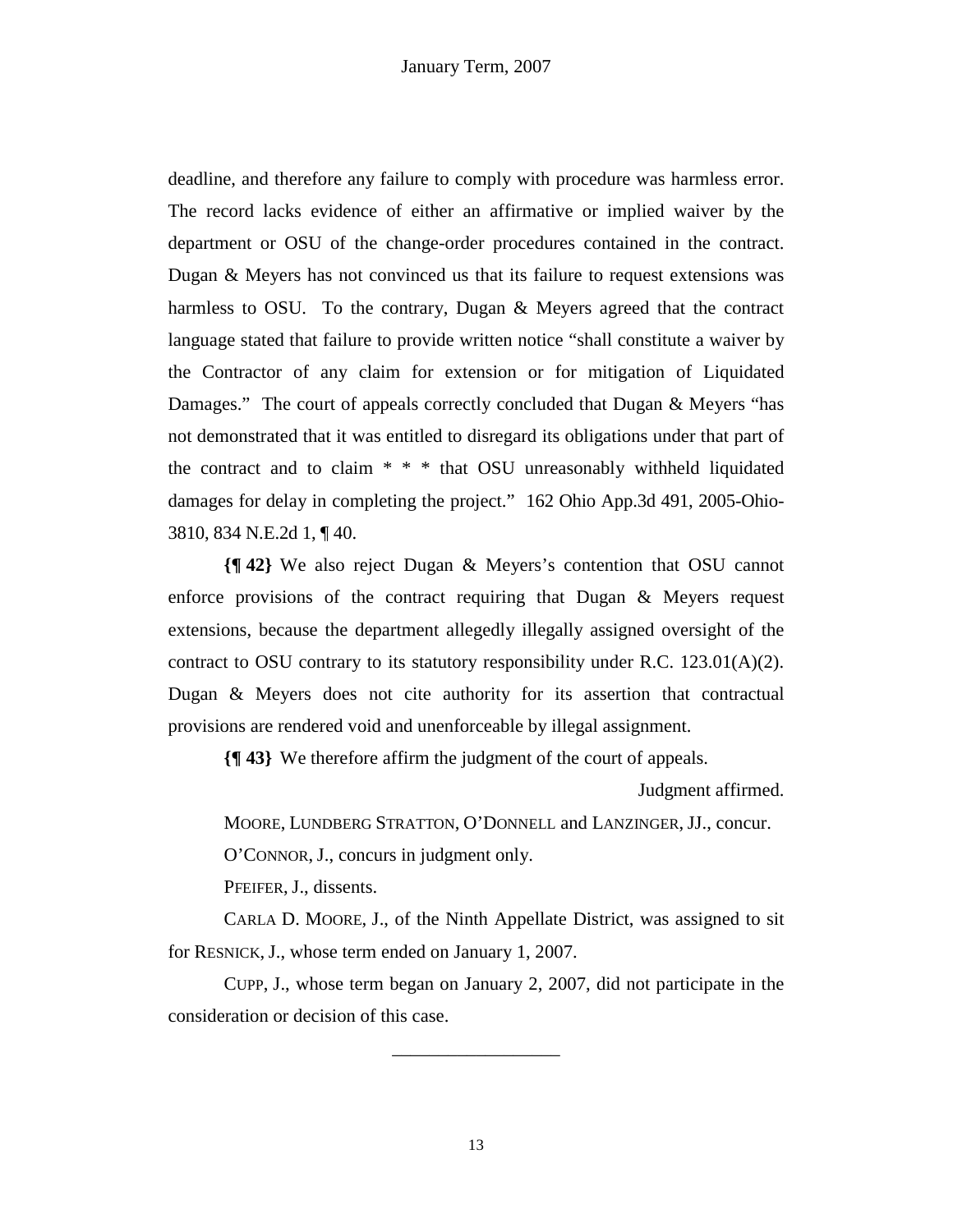deadline, and therefore any failure to comply with procedure was harmless error. The record lacks evidence of either an affirmative or implied waiver by the department or OSU of the change-order procedures contained in the contract. Dugan & Meyers has not convinced us that its failure to request extensions was harmless to OSU. To the contrary, Dugan & Meyers agreed that the contract language stated that failure to provide written notice "shall constitute a waiver by the Contractor of any claim for extension or for mitigation of Liquidated Damages." The court of appeals correctly concluded that Dugan & Meyers "has not demonstrated that it was entitled to disregard its obligations under that part of the contract and to claim * * * that OSU unreasonably withheld liquidated damages for delay in completing the project." 162 Ohio App.3d 491, 2005-Ohio-3810, 834 N.E.2d 1, ¶ 40.

**{¶ 42}** We also reject Dugan & Meyers's contention that OSU cannot enforce provisions of the contract requiring that Dugan & Meyers request extensions, because the department allegedly illegally assigned oversight of the contract to OSU contrary to its statutory responsibility under R.C. 123.01(A)(2). Dugan & Meyers does not cite authority for its assertion that contractual provisions are rendered void and unenforceable by illegal assignment.

**{¶ 43}** We therefore affirm the judgment of the court of appeals.

Judgment affirmed.

MOORE, LUNDBERG STRATTON, O'DONNELL and LANZINGER, JJ., concur.

O'CONNOR, J., concurs in judgment only.

PFEIFER, J., dissents.

CARLA D. MOORE, J., of the Ninth Appellate District, was assigned to sit for RESNICK, J., whose term ended on January 1, 2007.

CUPP, J., whose term began on January 2, 2007, did not participate in the consideration or decision of this case.

---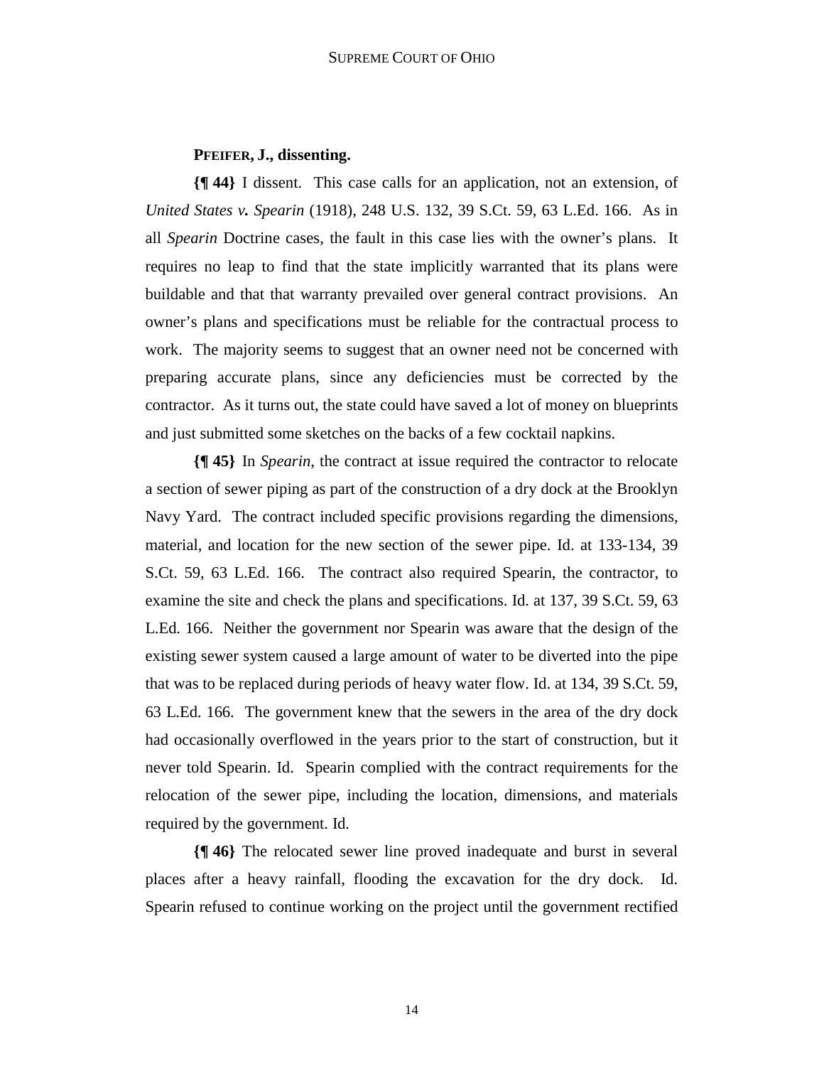**PFEIFER, J., dissenting.**

**{¶ 44}** I dissent. This case calls for an application, not an extension, of *United States v. Spearin* (1918), 248 U.S. 132, 39 S.Ct. 59, 63 L.Ed. 166. As in all *Spearin* Doctrine cases, the fault in this case lies with the owner's plans. It requires no leap to find that the state implicitly warranted that its plans were buildable and that that warranty prevailed over general contract provisions. An owner's plans and specifications must be reliable for the contractual process to work. The majority seems to suggest that an owner need not be concerned with preparing accurate plans, since any deficiencies must be corrected by the contractor. As it turns out, the state could have saved a lot of money on blueprints and just submitted some sketches on the backs of a few cocktail napkins.

**{¶ 45}** In *Spearin*, the contract at issue required the contractor to relocate a section of sewer piping as part of the construction of a dry dock at the Brooklyn Navy Yard. The contract included specific provisions regarding the dimensions, material, and location for the new section of the sewer pipe. Id. at 133-134, 39 S.Ct. 59, 63 L.Ed. 166. The contract also required Spearin, the contractor, to examine the site and check the plans and specifications. Id. at 137, 39 S.Ct. 59, 63 L.Ed. 166. Neither the government nor Spearin was aware that the design of the existing sewer system caused a large amount of water to be diverted into the pipe that was to be replaced during periods of heavy water flow. Id. at 134, 39 S.Ct. 59, 63 L.Ed. 166. The government knew that the sewers in the area of the dry dock had occasionally overflowed in the years prior to the start of construction, but it never told Spearin. Id. Spearin complied with the contract requirements for the relocation of the sewer pipe, including the location, dimensions, and materials required by the government. Id.

**{¶ 46}** The relocated sewer line proved inadequate and burst in several places after a heavy rainfall, flooding the excavation for the dry dock. Id. Spearin refused to continue working on the project until the government rectified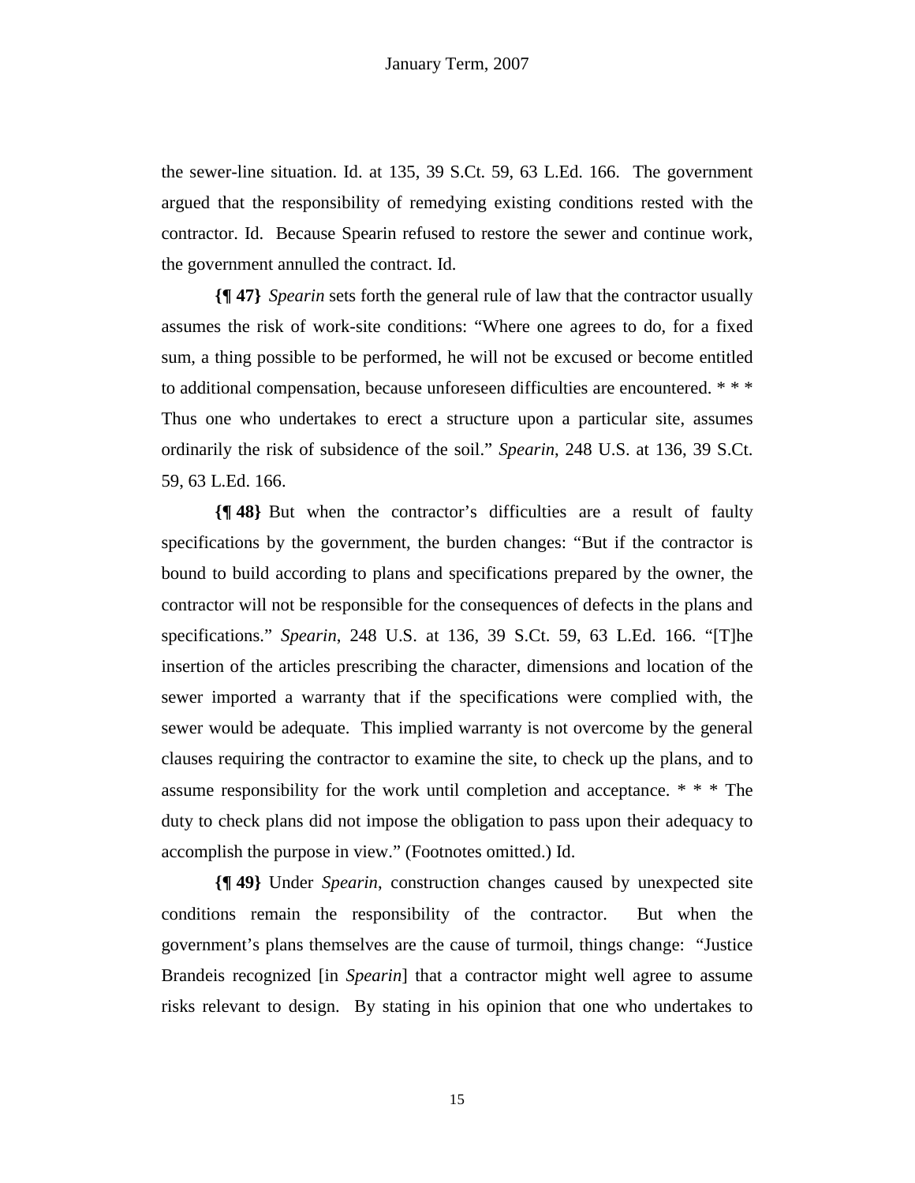the sewer-line situation. Id. at 135, 39 S.Ct. 59, 63 L.Ed. 166. The government argued that the responsibility of remedying existing conditions rested with the contractor. Id. Because Spearin refused to restore the sewer and continue work, the government annulled the contract. Id.

**{¶ 47}** *Spearin* sets forth the general rule of law that the contractor usually assumes the risk of work-site conditions: "Where one agrees to do, for a fixed sum, a thing possible to be performed, he will not be excused or become entitled to additional compensation, because unforeseen difficulties are encountered. * * * Thus one who undertakes to erect a structure upon a particular site, assumes ordinarily the risk of subsidence of the soil." *Spearin*, 248 U.S. at 136, 39 S.Ct. 59, 63 L.Ed. 166.

**{¶ 48}** But when the contractor's difficulties are a result of faulty specifications by the government, the burden changes: "But if the contractor is bound to build according to plans and specifications prepared by the owner, the contractor will not be responsible for the consequences of defects in the plans and specifications." *Spearin*, 248 U.S. at 136, 39 S.Ct. 59, 63 L.Ed. 166. "[T]he insertion of the articles prescribing the character, dimensions and location of the sewer imported a warranty that if the specifications were complied with, the sewer would be adequate. This implied warranty is not overcome by the general clauses requiring the contractor to examine the site, to check up the plans, and to assume responsibility for the work until completion and acceptance. * * * The duty to check plans did not impose the obligation to pass upon their adequacy to accomplish the purpose in view." (Footnotes omitted.) Id.

**{¶ 49}** Under *Spearin*, construction changes caused by unexpected site conditions remain the responsibility of the contractor. But when the government's plans themselves are the cause of turmoil, things change: "Justice Brandeis recognized [in *Spearin*] that a contractor might well agree to assume risks relevant to design. By stating in his opinion that one who undertakes to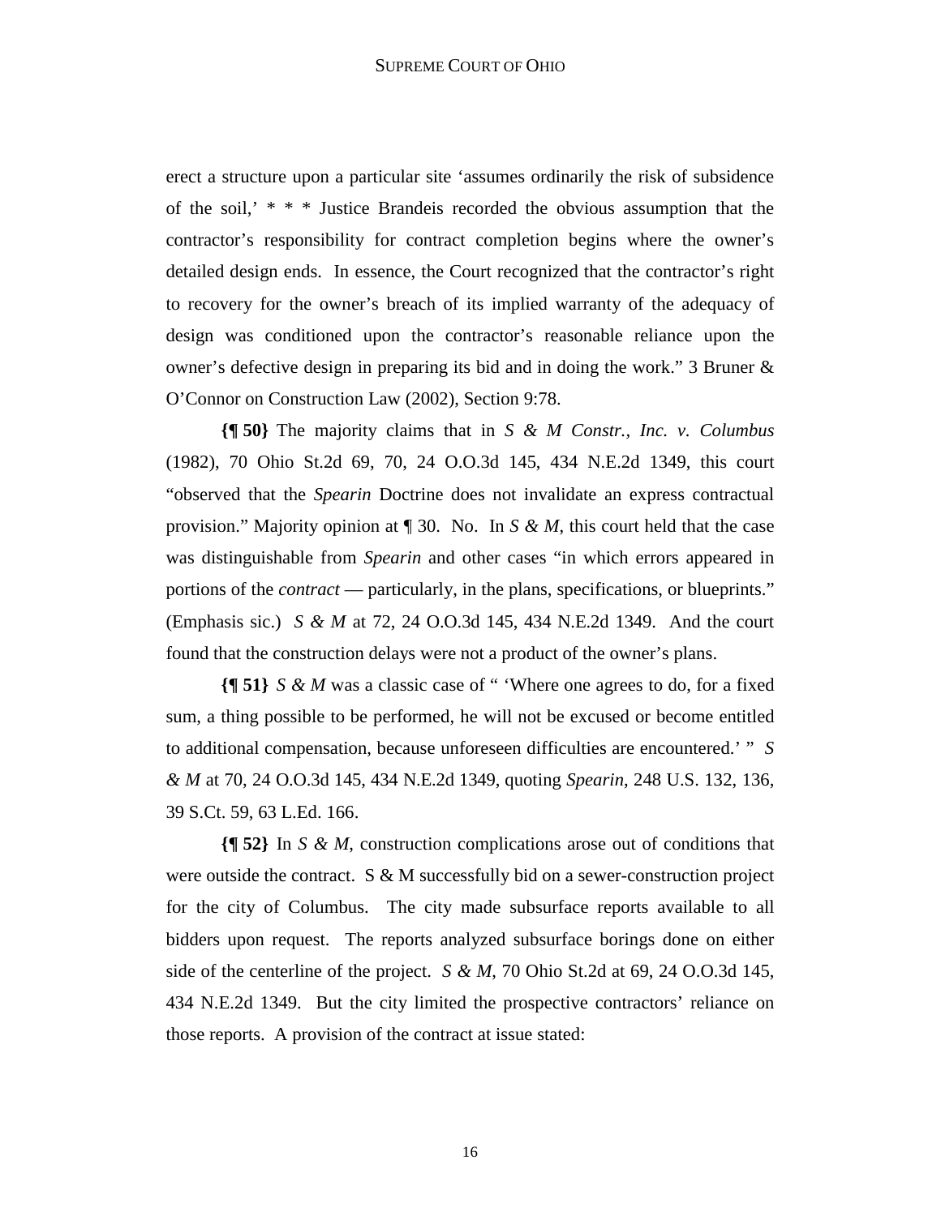erect a structure upon a particular site 'assumes ordinarily the risk of subsidence of the soil,' * * * Justice Brandeis recorded the obvious assumption that the contractor's responsibility for contract completion begins where the owner's detailed design ends. In essence, the Court recognized that the contractor's right to recovery for the owner's breach of its implied warranty of the adequacy of design was conditioned upon the contractor's reasonable reliance upon the owner's defective design in preparing its bid and in doing the work." 3 Bruner & O'Connor on Construction Law (2002), Section 9:78.

**{¶ 50}** The majority claims that in *S & M Constr., Inc. v. Columbus* (1982), 70 Ohio St.2d 69, 70, 24 O.O.3d 145, 434 N.E.2d 1349, this court "observed that the *Spearin* Doctrine does not invalidate an express contractual provision." Majority opinion at ¶ 30. No. In *S & M*, this court held that the case was distinguishable from *Spearin* and other cases "in which errors appeared in portions of the *contract* — particularly, in the plans, specifications, or blueprints." (Emphasis sic.) *S & M* at 72, 24 O.O.3d 145, 434 N.E.2d 1349. And the court found that the construction delays were not a product of the owner's plans.

**{¶ 51}** *S & M* was a classic case of " 'Where one agrees to do, for a fixed sum, a thing possible to be performed, he will not be excused or become entitled to additional compensation, because unforeseen difficulties are encountered.' " *S & M* at 70, 24 O.O.3d 145, 434 N.E.2d 1349, quoting *Spearin*, 248 U.S. 132, 136, 39 S.Ct. 59, 63 L.Ed. 166.

**{¶ 52}** In *S & M*, construction complications arose out of conditions that were outside the contract. S & M successfully bid on a sewer-construction project for the city of Columbus. The city made subsurface reports available to all bidders upon request. The reports analyzed subsurface borings done on either side of the centerline of the project. *S & M*, 70 Ohio St.2d at 69, 24 O.O.3d 145, 434 N.E.2d 1349. But the city limited the prospective contractors' reliance on those reports. A provision of the contract at issue stated: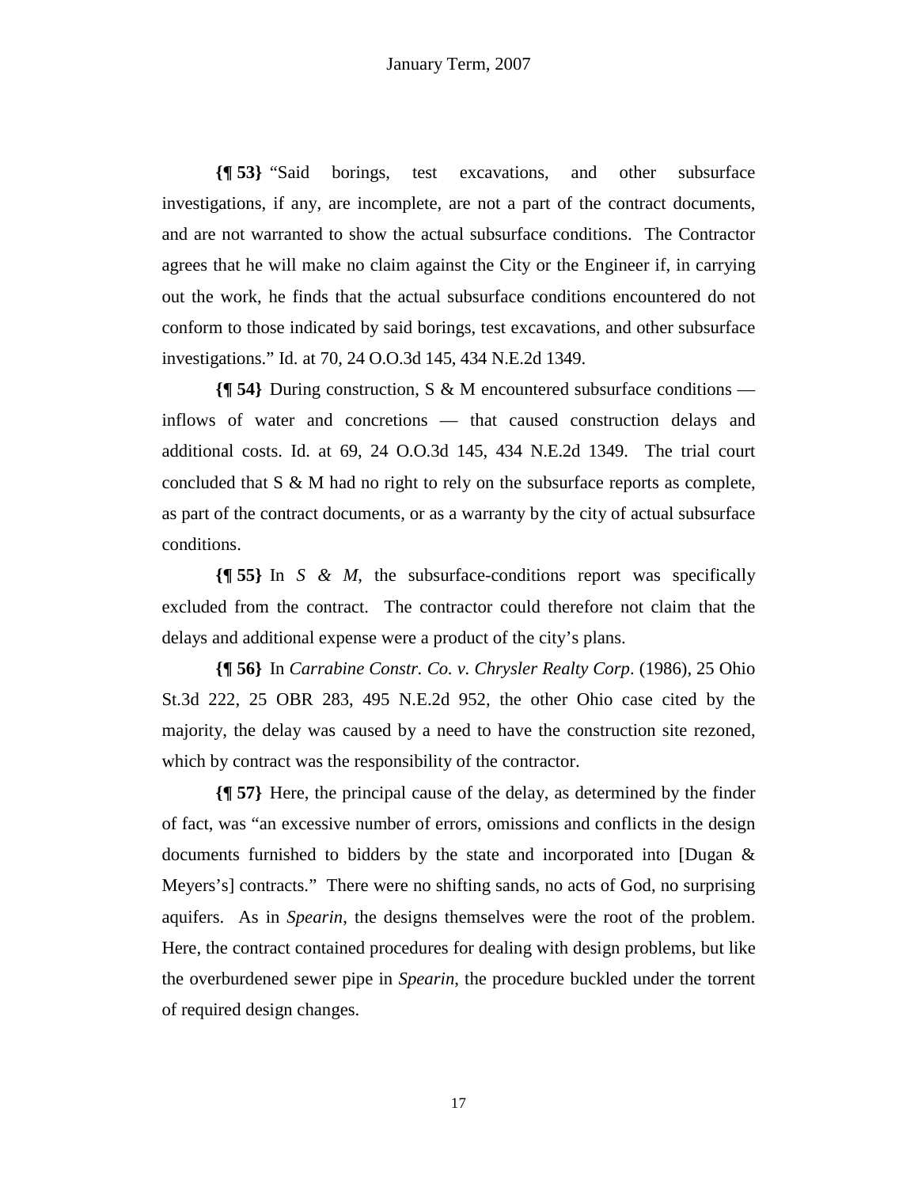**{¶ 53}** "Said borings, test excavations, and other subsurface investigations, if any, are incomplete, are not a part of the contract documents, and are not warranted to show the actual subsurface conditions. The Contractor agrees that he will make no claim against the City or the Engineer if, in carrying out the work, he finds that the actual subsurface conditions encountered do not conform to those indicated by said borings, test excavations, and other subsurface investigations." Id. at 70, 24 O.O.3d 145, 434 N.E.2d 1349.

**{¶ 54}** During construction, S & M encountered subsurface conditions — inflows of water and concretions — that caused construction delays and additional costs. Id. at 69, 24 O.O.3d 145, 434 N.E.2d 1349. The trial court concluded that S & M had no right to rely on the subsurface reports as complete, as part of the contract documents, or as a warranty by the city of actual subsurface conditions.

**{¶ 55}** In *S & M*, the subsurface-conditions report was specifically excluded from the contract. The contractor could therefore not claim that the delays and additional expense were a product of the city's plans.

**{¶ 56}** In *Carrabine Constr. Co. v. Chrysler Realty Corp*. (1986), 25 Ohio St.3d 222, 25 OBR 283, 495 N.E.2d 952, the other Ohio case cited by the majority, the delay was caused by a need to have the construction site rezoned, which by contract was the responsibility of the contractor.

**{¶ 57}** Here, the principal cause of the delay, as determined by the finder of fact, was "an excessive number of errors, omissions and conflicts in the design documents furnished to bidders by the state and incorporated into [Dugan & Meyers's] contracts." There were no shifting sands, no acts of God, no surprising aquifers. As in *Spearin*, the designs themselves were the root of the problem. Here, the contract contained procedures for dealing with design problems, but like the overburdened sewer pipe in *Spearin*, the procedure buckled under the torrent of required design changes.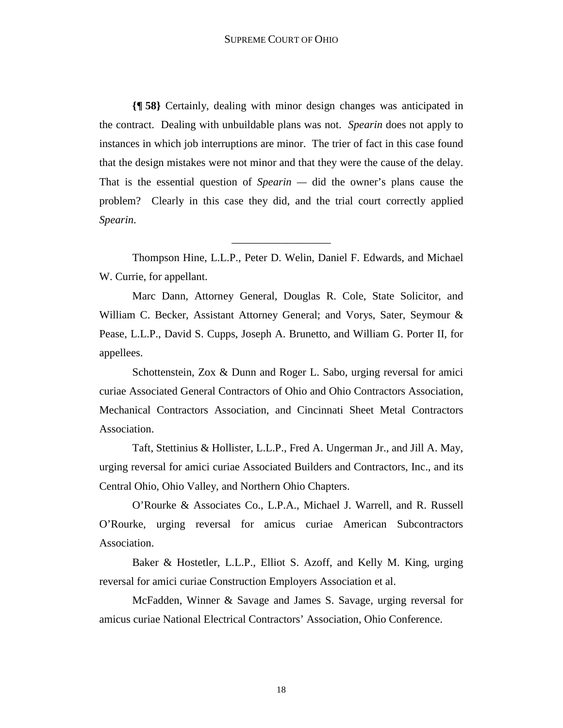**{¶ 58}** Certainly, dealing with minor design changes was anticipated in the contract. Dealing with unbuildable plans was not. *Spearin* does not apply to instances in which job interruptions are minor. The trier of fact in this case found that the design mistakes were not minor and that they were the cause of the delay. That is the essential question of *Spearin* — did the owner's plans cause the problem? Clearly in this case they did, and the trial court correctly applied *Spearin*.

---

Thompson Hine, L.L.P., Peter D. Welin, Daniel F. Edwards, and Michael W. Currie, for appellant.

Marc Dann, Attorney General, Douglas R. Cole, State Solicitor, and William C. Becker, Assistant Attorney General; and Vorys, Sater, Seymour & Pease, L.L.P., David S. Cupps, Joseph A. Brunetto, and William G. Porter II, for appellees.

Schottenstein, Zox & Dunn and Roger L. Sabo, urging reversal for amici curiae Associated General Contractors of Ohio and Ohio Contractors Association, Mechanical Contractors Association, and Cincinnati Sheet Metal Contractors Association.

Taft, Stettinius & Hollister, L.L.P., Fred A. Ungerman Jr., and Jill A. May, urging reversal for amici curiae Associated Builders and Contractors, Inc., and its Central Ohio, Ohio Valley, and Northern Ohio Chapters.

O'Rourke & Associates Co., L.P.A., Michael J. Warrell, and R. Russell O'Rourke, urging reversal for amicus curiae American Subcontractors Association.

Baker & Hostetler, L.L.P., Elliot S. Azoff, and Kelly M. King, urging reversal for amici curiae Construction Employers Association et al.

McFadden, Winner & Savage and James S. Savage, urging reversal for amicus curiae National Electrical Contractors' Association, Ohio Conference.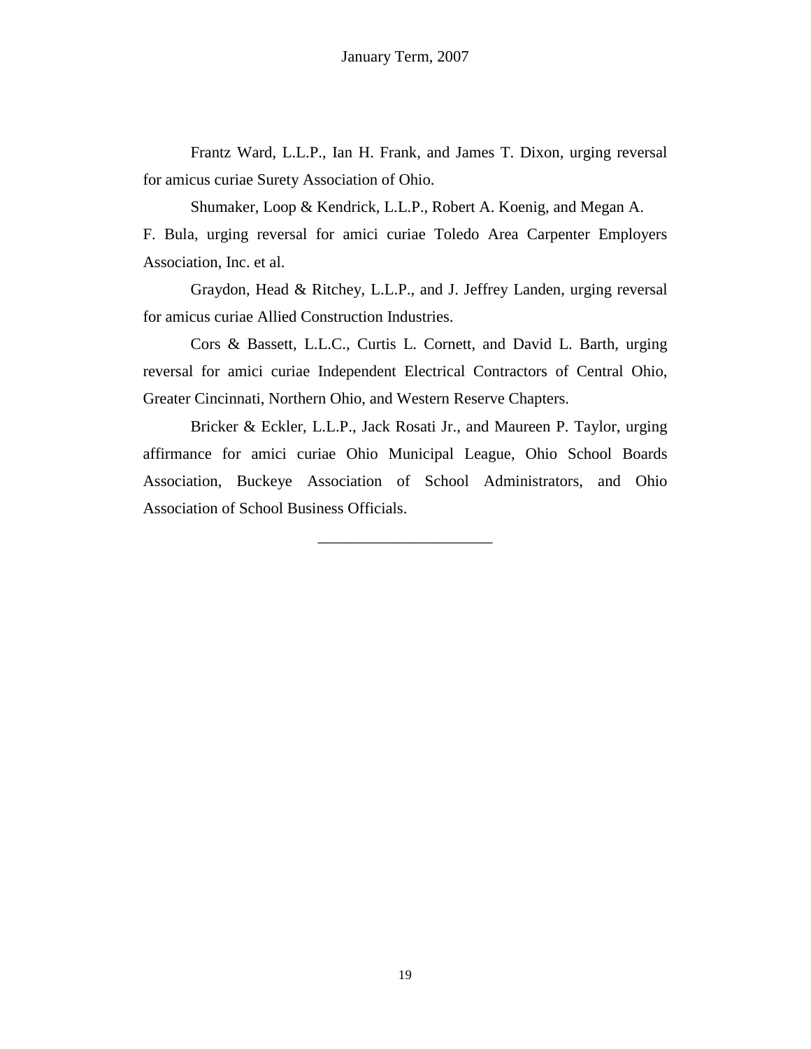Frantz Ward, L.L.P., Ian H. Frank, and James T. Dixon, urging reversal for amicus curiae Surety Association of Ohio.

Shumaker, Loop & Kendrick, L.L.P., Robert A. Koenig, and Megan A. F. Bula, urging reversal for amici curiae Toledo Area Carpenter Employers Association, Inc. et al.

Graydon, Head & Ritchey, L.L.P., and J. Jeffrey Landen, urging reversal for amicus curiae Allied Construction Industries.

Cors & Bassett, L.L.C., Curtis L. Cornett, and David L. Barth, urging reversal for amici curiae Independent Electrical Contractors of Central Ohio, Greater Cincinnati, Northern Ohio, and Western Reserve Chapters.

Bricker & Eckler, L.L.P., Jack Rosati Jr., and Maureen P. Taylor, urging affirmance for amici curiae Ohio Municipal League, Ohio School Boards Association, Buckeye Association of School Administrators, and Ohio Association of School Business Officials.

______________________